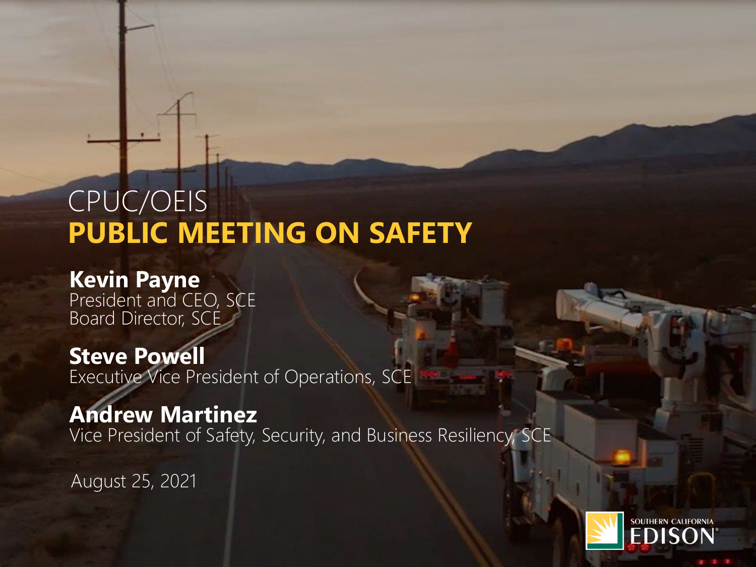# CPUC/OEIS

# PUBLIC MEETING ON SAFETY

**Kevin Payne**
President and CEO, SCE
Board Director, SCE

**Steve Powell**
Executive Vice President of Operations, SCE

**Andrew Martinez**
Vice President of Safety, Security, and Business Resiliency, SCE

August 25, 2021

SOUTHERN CALIFORNIA EDISON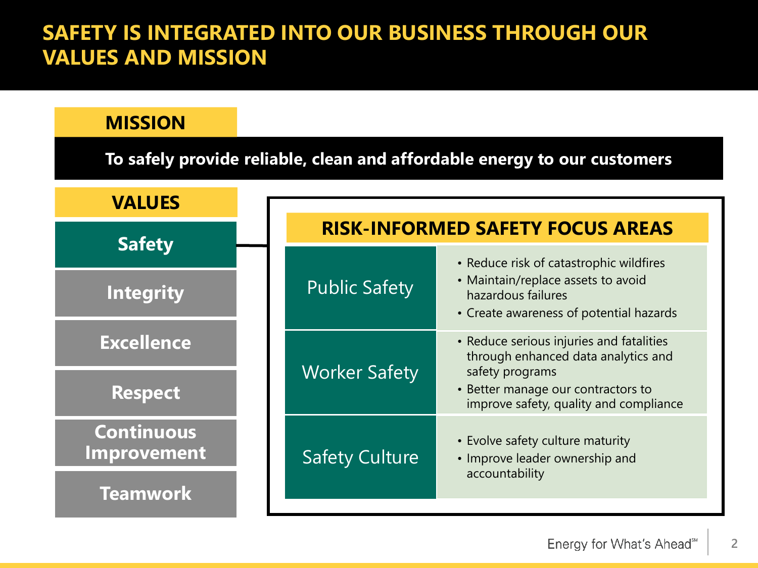# SAFETY IS INTEGRATED INTO OUR BUSINESS THROUGH OUR VALUES AND MISSION

## MISSION

**To safely provide reliable, clean and affordable energy to our customers**

## VALUES

- **Safety**
- **Integrity**
- **Excellence**
- **Respect**
- **Continuous Improvement**
- **Teamwork**

## RISK-INFORMED SAFETY FOCUS AREAS

| Focus Area | Details |
| --- | --- |
| Public Safety | • Reduce risk of catastrophic wildfires<br>• Maintain/replace assets to avoid hazardous failures<br>• Create awareness of potential hazards |
| Worker Safety | • Reduce serious injuries and fatalities through enhanced data analytics and safety programs<br>• Better manage our contractors to improve safety, quality and compliance |
| Safety Culture | • Evolve safety culture maturity<br>• Improve leader ownership and accountability |

Energy for What's Ahead℠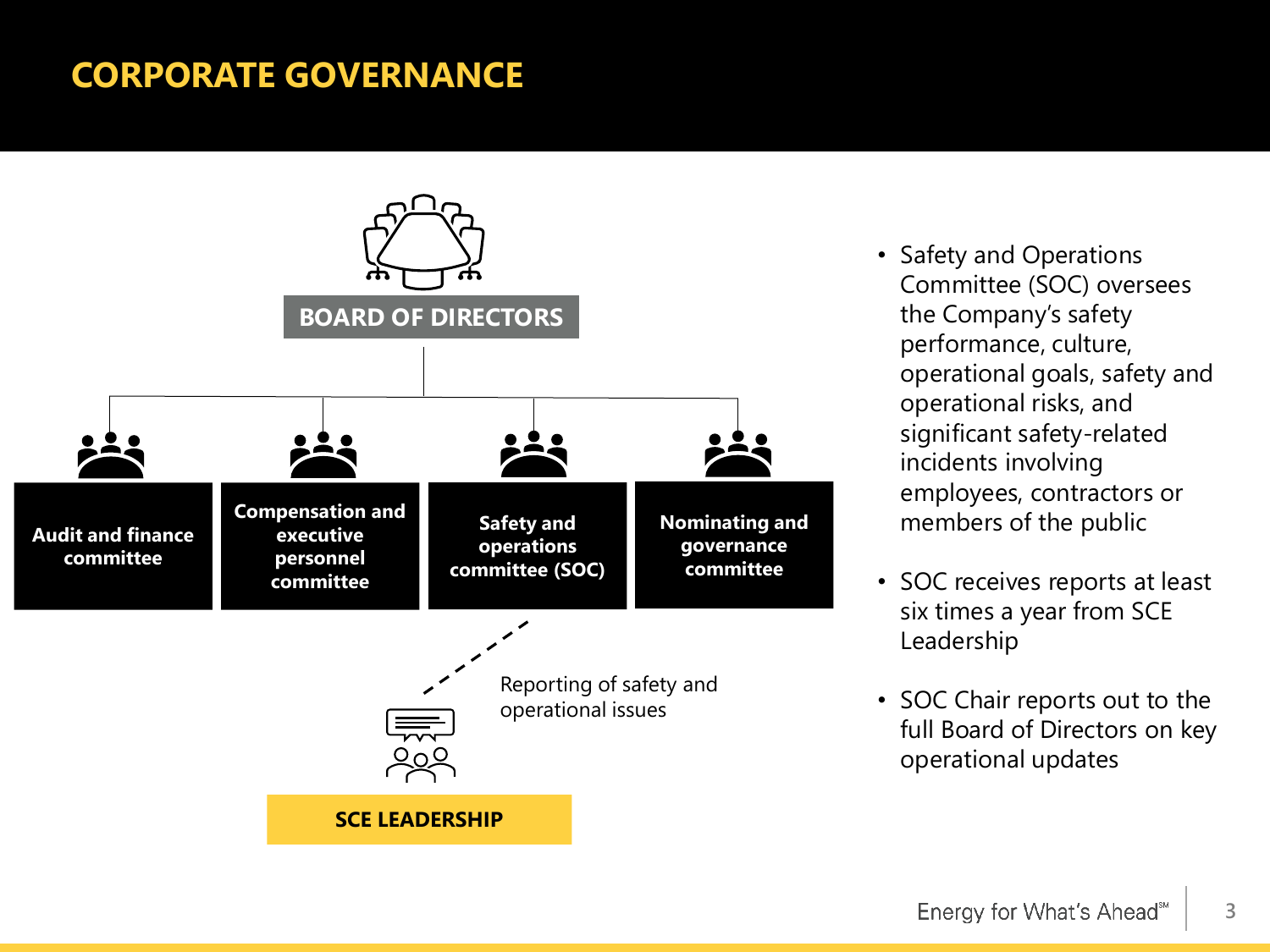# CORPORATE GOVERNANCE

**BOARD OF DIRECTORS**

- **Audit and finance committee**
- **Compensation and executive personnel committee**
- **Safety and operations committee (SOC)**
- **Nominating and governance committee**

Reporting of safety and operational issues

**SCE LEADERSHIP**

- Safety and Operations Committee (SOC) oversees the Company's safety performance, culture, operational goals, safety and operational risks, and significant safety-related incidents involving employees, contractors or members of the public
- SOC receives reports at least six times a year from SCE Leadership
- SOC Chair reports out to the full Board of Directors on key operational updates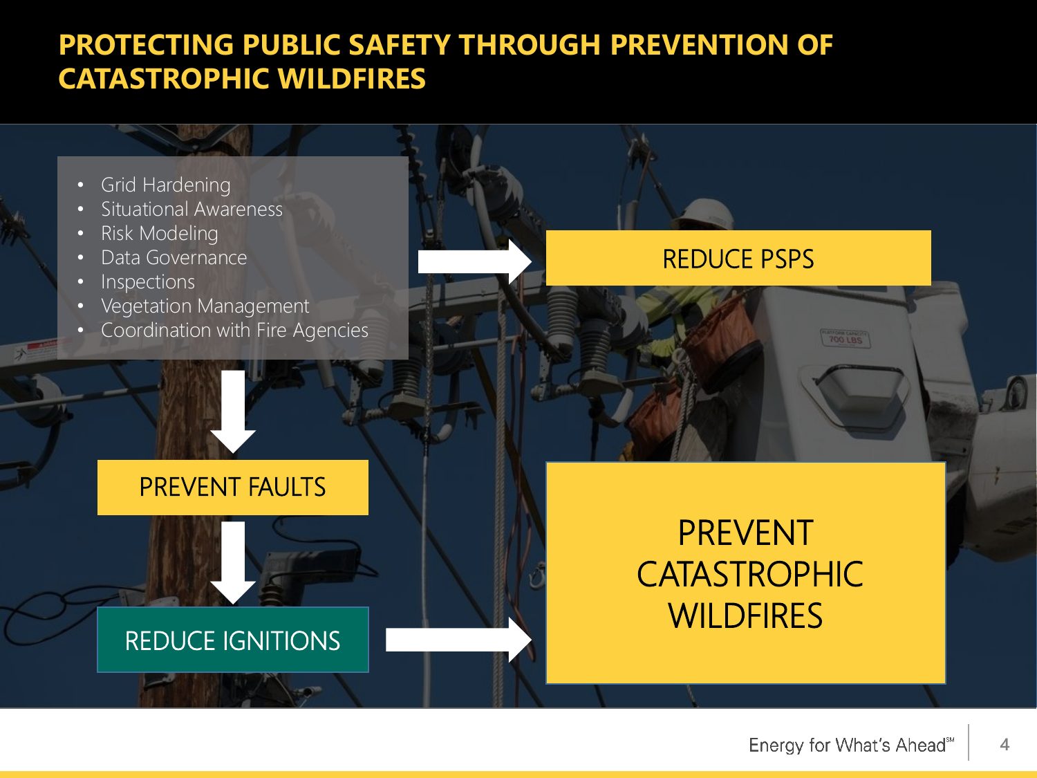# PROTECTING PUBLIC SAFETY THROUGH PREVENTION OF CATASTROPHIC WILDFIRES

- Grid Hardening
- Situational Awareness
- Risk Modeling
- Data Governance
- Inspections
- Vegetation Management
- Coordination with Fire Agencies

REDUCE PSPS

PREVENT FAULTS

REDUCE IGNITIONS

PREVENT CATASTROPHIC WILDFIRES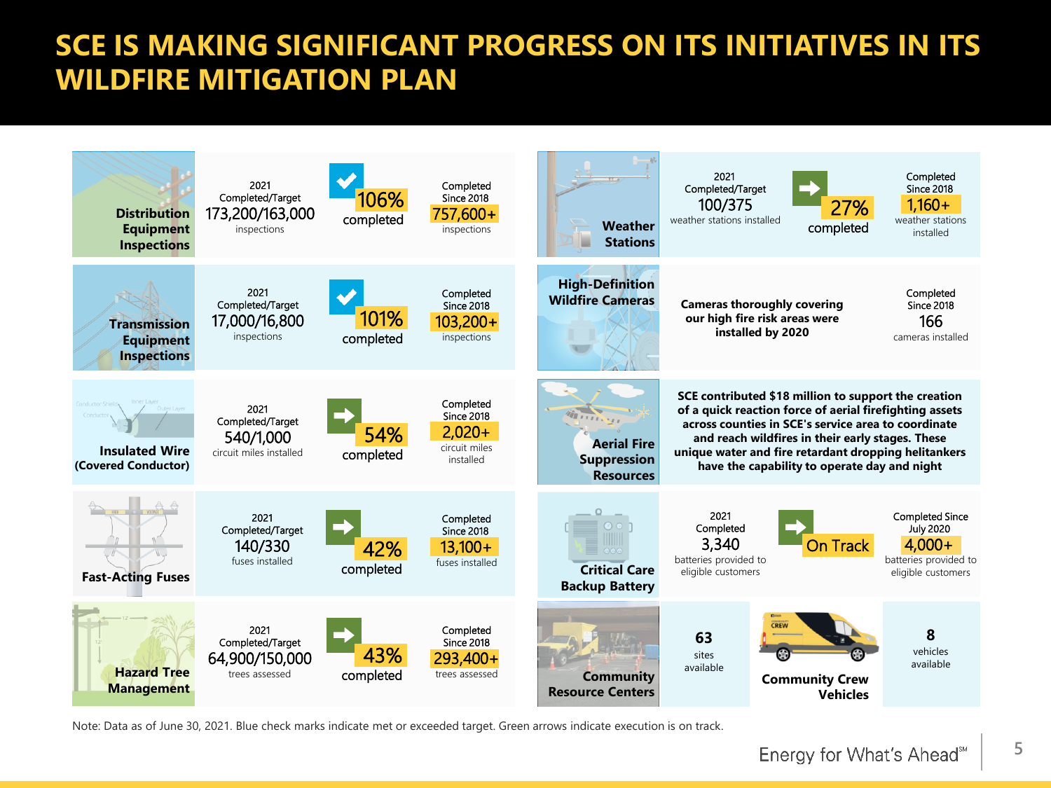# SCE IS MAKING SIGNIFICANT PROGRESS ON ITS INITIATIVES IN ITS WILDFIRE MITIGATION PLAN

| Initiative | 2021 Completed/Target | Status | Completed Since 2018 |
|---|---|---|---|
| Distribution Equipment Inspections | 173,200/163,000 inspections | 106% completed | 757,600+ inspections |
| Transmission Equipment Inspections | 17,000/16,800 inspections | 101% completed | 103,200+ inspections |
| Insulated Wire (Covered Conductor) | 540/1,000 circuit miles installed | 54% completed | 2,020+ circuit miles installed |
| Fast-Acting Fuses | 140/330 fuses installed | 42% completed | 13,100+ fuses installed |
| Hazard Tree Management | 64,900/150,000 trees assessed | 43% completed | 293,400+ trees assessed |

| Initiative | 2021 | Status | Completed |
|---|---|---|---|
| Weather Stations | 2021 Completed/Target: 100/375 weather stations installed | 27% completed | Completed Since 2018: 1,160+ weather stations installed |
| High-Definition Wildfire Cameras | **Cameras thoroughly covering our high fire risk areas were installed by 2020** | | Completed Since 2018: 166 cameras installed |
| Aerial Fire Suppression Resources | **SCE contributed $18 million to support the creation of a quick reaction force of aerial firefighting assets across counties in SCE's service area to coordinate and reach wildfires in their early stages. These unique water and fire retardant dropping helitankers have the capability to operate day and night** | | |
| Critical Care Backup Battery | 2021 Completed: 3,340 batteries provided to eligible customers | On Track | Completed Since July 2020: 4,000+ batteries provided to eligible customers |
| Community Resource Centers | **63** sites available | | |
| Community Crew Vehicles | **8** vehicles available | | |

Note: Data as of June 30, 2021. Blue check marks indicate met or exceeded target. Green arrows indicate execution is on track.

Energy for What's Ahead℠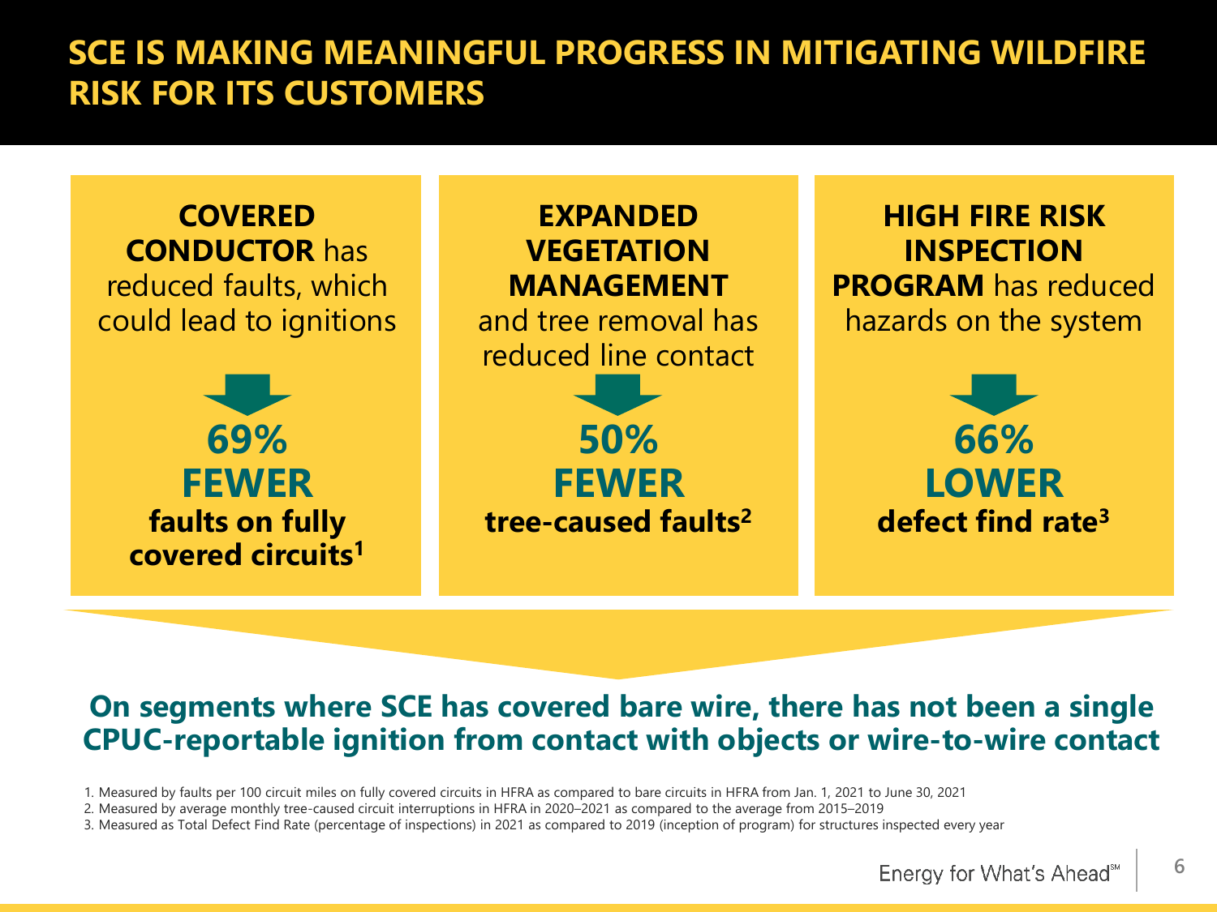# SCE IS MAKING MEANINGFUL PROGRESS IN MITIGATING WILDFIRE RISK FOR ITS CUSTOMERS

**COVERED CONDUCTOR** has reduced faults, which could lead to ignitions

**69% FEWER**
**faults on fully covered circuits[1]**

**EXPANDED VEGETATION MANAGEMENT** and tree removal has reduced line contact

**50% FEWER**
**tree-caused faults[2]**

**HIGH FIRE RISK INSPECTION PROGRAM** has reduced hazards on the system

**66% LOWER**
**defect find rate[3]**

**On segments where SCE has covered bare wire, there has not been a single CPUC-reportable ignition from contact with objects or wire-to-wire contact**

1. Measured by faults per 100 circuit miles on fully covered circuits in HFRA as compared to bare circuits in HFRA from Jan. 1, 2021 to June 30, 2021
2. Measured by average monthly tree-caused circuit interruptions in HFRA in 2020–2021 as compared to the average from 2015–2019
3. Measured as Total Defect Find Rate (percentage of inspections) in 2021 as compared to 2019 (inception of program) for structures inspected every year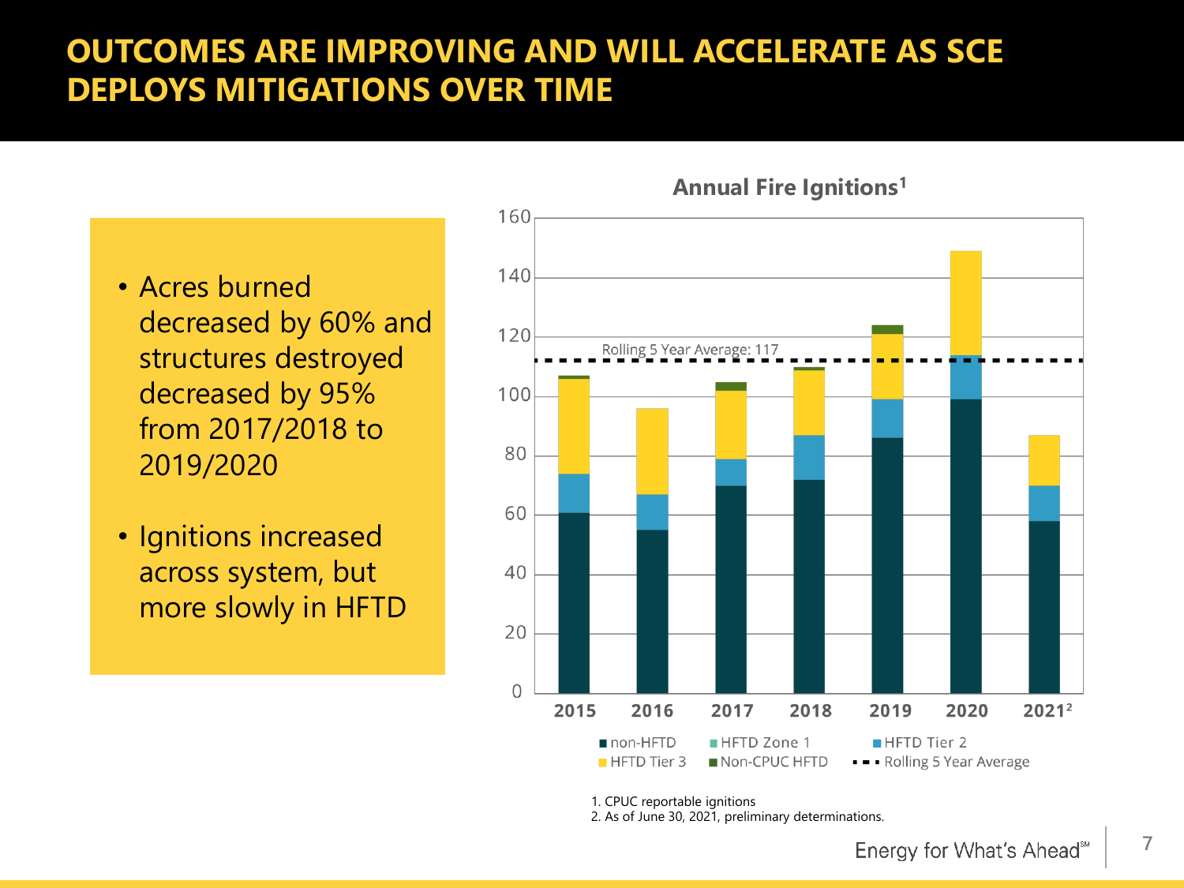# OUTCOMES ARE IMPROVING AND WILL ACCELERATE AS SCE DEPLOYS MITIGATIONS OVER TIME

- Acres burned decreased by 60% and structures destroyed decreased by 95% from 2017/2018 to 2019/2020
- Ignitions increased across system, but more slowly in HFTD

**Annual Fire Ignitions[1]**

Rolling 5 Year Average: 117

Legend: non-HFTD, HFTD Zone 1, HFTD Tier 2, HFTD Tier 3, Non-CPUC HFTD, Rolling 5 Year Average

Years: 2015, 2016, 2017, 2018, 2019, 2020, 2021[2]

1. CPUC reportable ignitions
2. As of June 30, 2021, preliminary determinations.

Energy for What's Ahead℠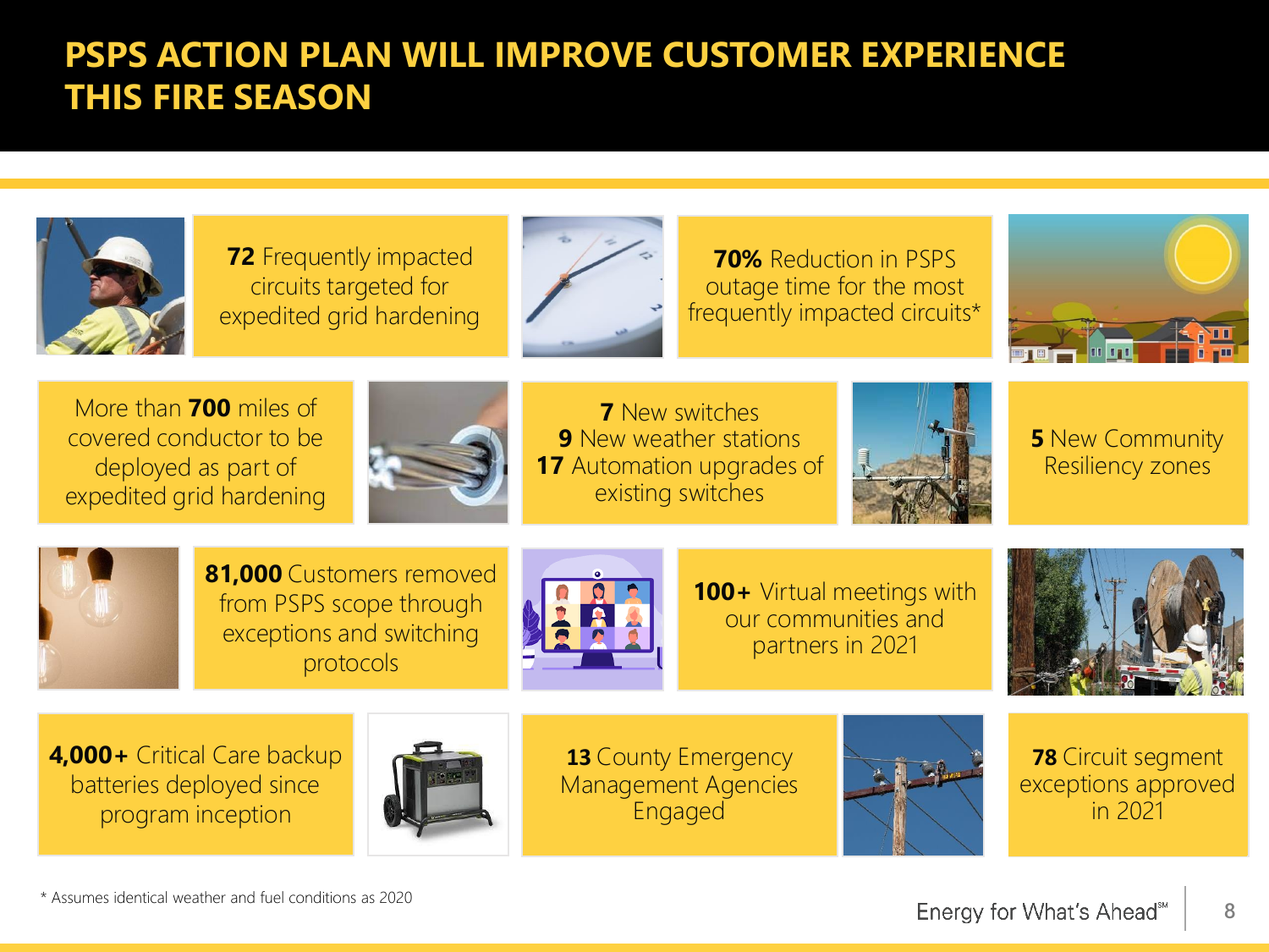# PSPS ACTION PLAN WILL IMPROVE CUSTOMER EXPERIENCE THIS FIRE SEASON

- **72** Frequently impacted circuits targeted for expedited grid hardening
- **70%** Reduction in PSPS outage time for the most frequently impacted circuits*
- More than **700** miles of covered conductor to be deployed as part of expedited grid hardening
- **7** New switches
  **9** New weather stations
  **17** Automation upgrades of existing switches
- **5** New Community Resiliency zones
- **81,000** Customers removed from PSPS scope through exceptions and switching protocols
- **100+** Virtual meetings with our communities and partners in 2021
- **4,000+** Critical Care backup batteries deployed since program inception
- **13** County Emergency Management Agencies Engaged
- **78** Circuit segment exceptions approved in 2021

\* Assumes identical weather and fuel conditions as 2020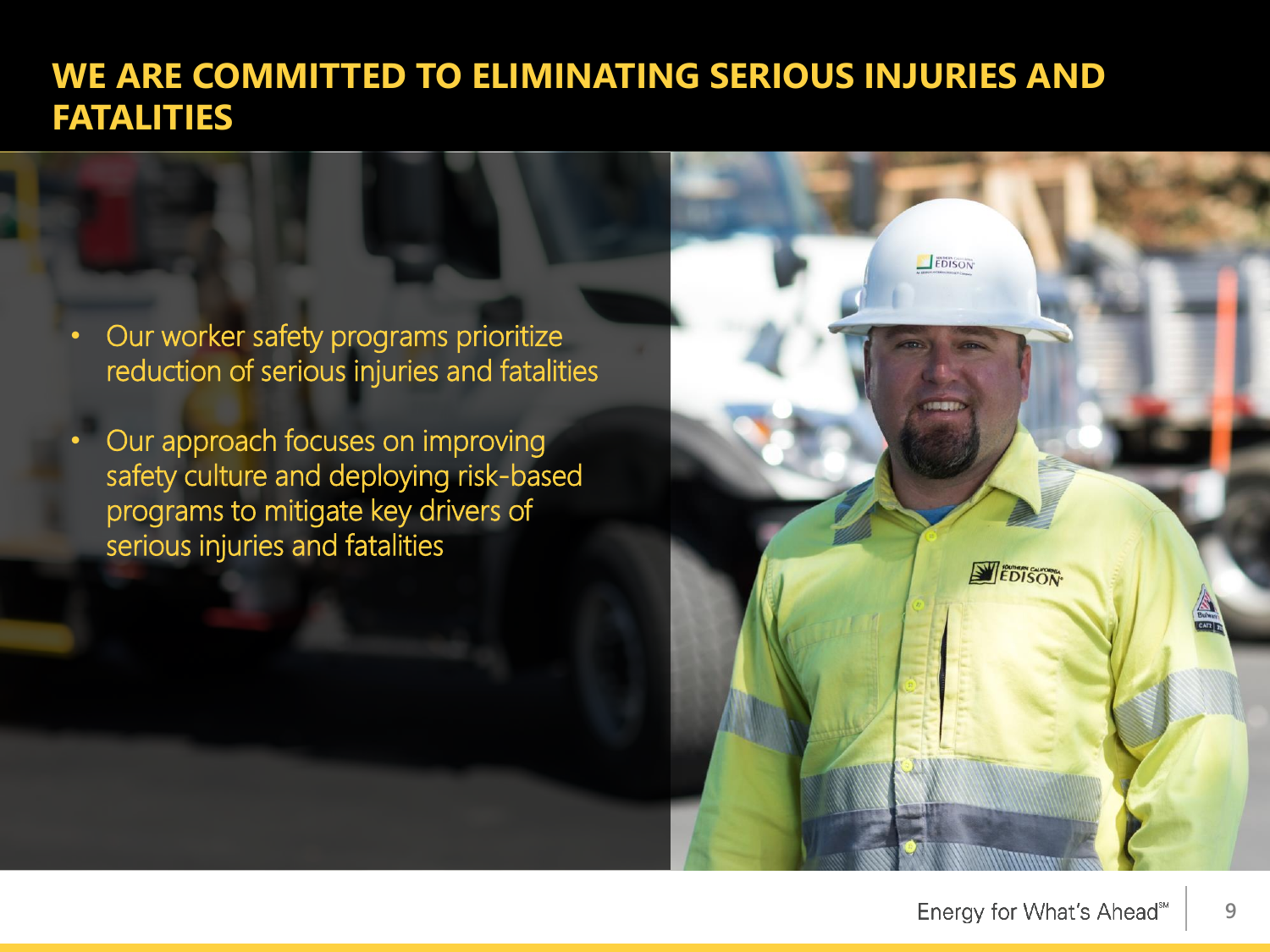# WE ARE COMMITTED TO ELIMINATING SERIOUS INJURIES AND FATALITIES

- Our worker safety programs prioritize reduction of serious injuries and fatalities
- Our approach focuses on improving safety culture and deploying risk-based programs to mitigate key drivers of serious injuries and fatalities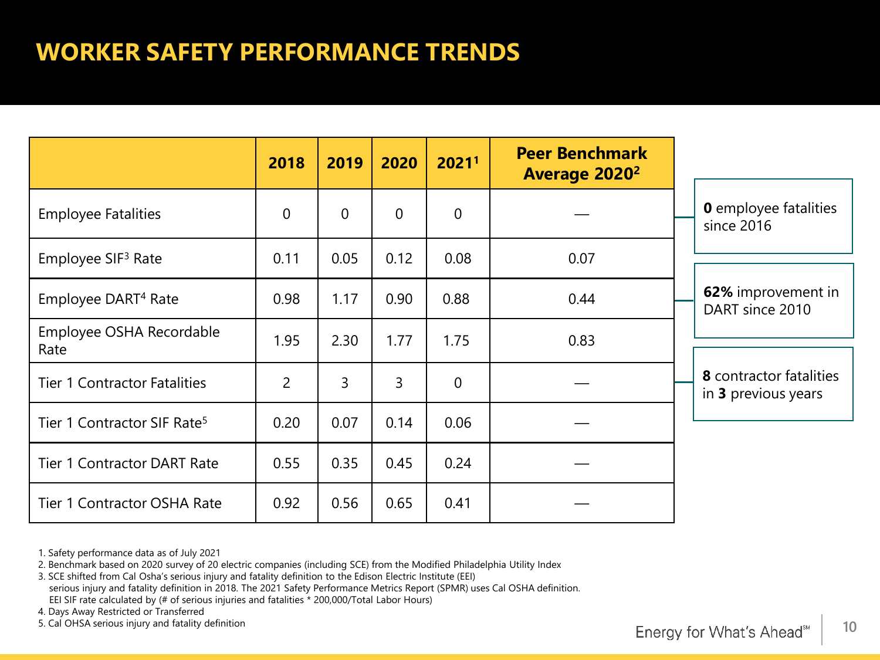# WORKER SAFETY PERFORMANCE TRENDS

| | 2018 | 2019 | 2020 | 2021[1] | Peer Benchmark Average 2020[2] |
|---|---|---|---|---|---|
| Employee Fatalities | 0 | 0 | 0 | 0 | — |
| Employee SIF[3] Rate | 0.11 | 0.05 | 0.12 | 0.08 | 0.07 |
| Employee DART[4] Rate | 0.98 | 1.17 | 0.90 | 0.88 | 0.44 |
| Employee OSHA Recordable Rate | 1.95 | 2.30 | 1.77 | 1.75 | 0.83 |
| Tier 1 Contractor Fatalities | 2 | 3 | 3 | 0 | — |
| Tier 1 Contractor SIF Rate[5] | 0.20 | 0.07 | 0.14 | 0.06 | — |
| Tier 1 Contractor DART Rate | 0.55 | 0.35 | 0.45 | 0.24 | — |
| Tier 1 Contractor OSHA Rate | 0.92 | 0.56 | 0.65 | 0.41 | — |

**0** employee fatalities since 2016

**62%** improvement in DART since 2010

**8** contractor fatalities in **3** previous years

1. Safety performance data as of July 2021
2. Benchmark based on 2020 survey of 20 electric companies (including SCE) from the Modified Philadelphia Utility Index
3. SCE shifted from Cal Osha's serious injury and fatality definition to the Edison Electric Institute (EEI) serious injury and fatality definition in 2018. The 2021 Safety Performance Metrics Report (SPMR) uses Cal OSHA definition. EEI SIF rate calculated by (# of serious injuries and fatalities * 200,000/Total Labor Hours)
4. Days Away Restricted or Transferred
5. Cal OHSA serious injury and fatality definition

Energy for What's Ahead℠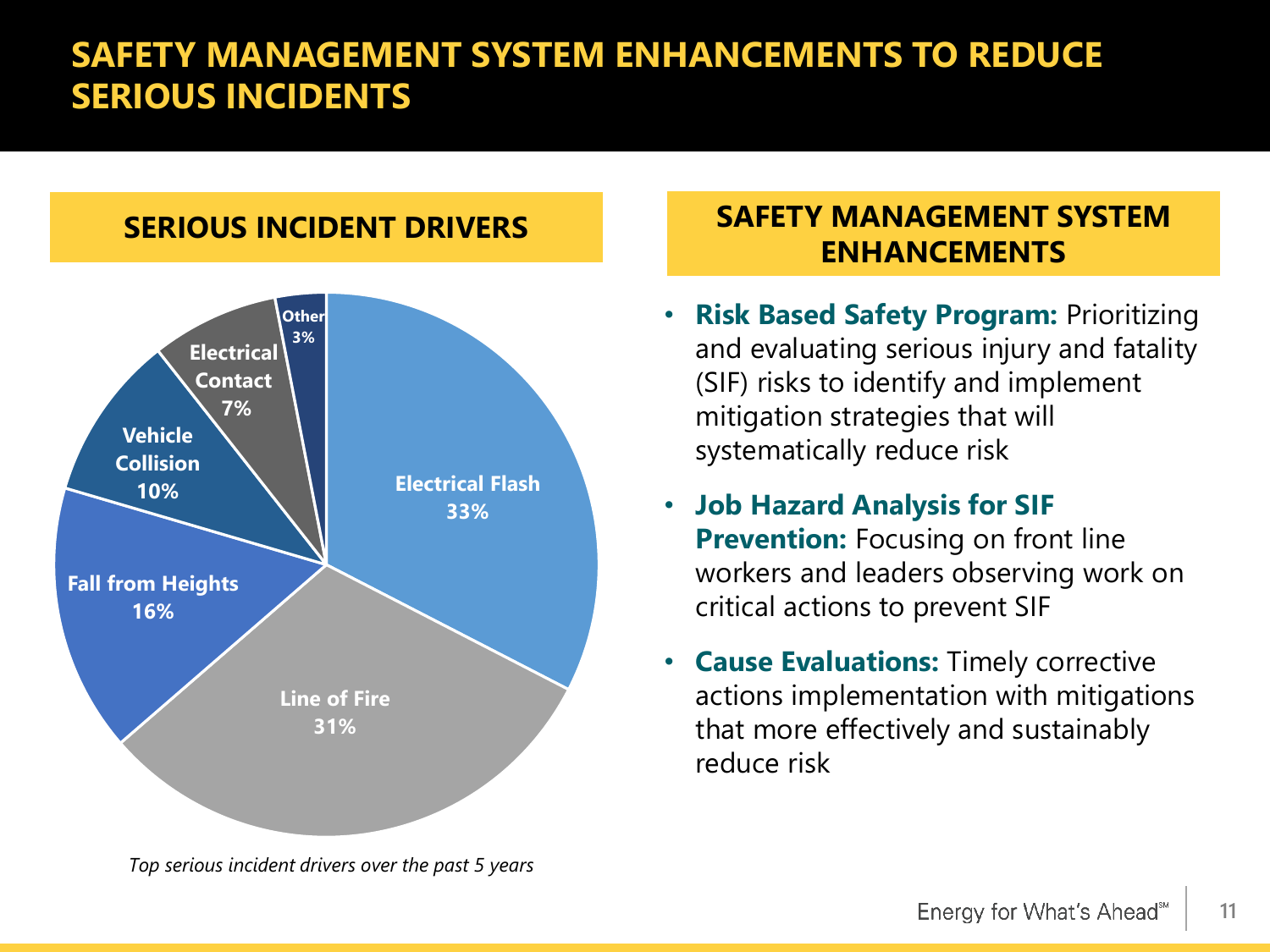# SAFETY MANAGEMENT SYSTEM ENHANCEMENTS TO REDUCE SERIOUS INCIDENTS

## SERIOUS INCIDENT DRIVERS

| Driver | Share |
|---|---|
| Electrical Flash | 33% |
| Line of Fire | 31% |
| Fall from Heights | 16% |
| Vehicle Collision | 10% |
| Electrical Contact | 7% |
| Other | 3% |

*Top serious incident drivers over the past 5 years*

## SAFETY MANAGEMENT SYSTEM ENHANCEMENTS

- **Risk Based Safety Program:** Prioritizing and evaluating serious injury and fatality (SIF) risks to identify and implement mitigation strategies that will systematically reduce risk
- **Job Hazard Analysis for SIF Prevention:** Focusing on front line workers and leaders observing work on critical actions to prevent SIF
- **Cause Evaluations:** Timely corrective actions implementation with mitigations that more effectively and sustainably reduce risk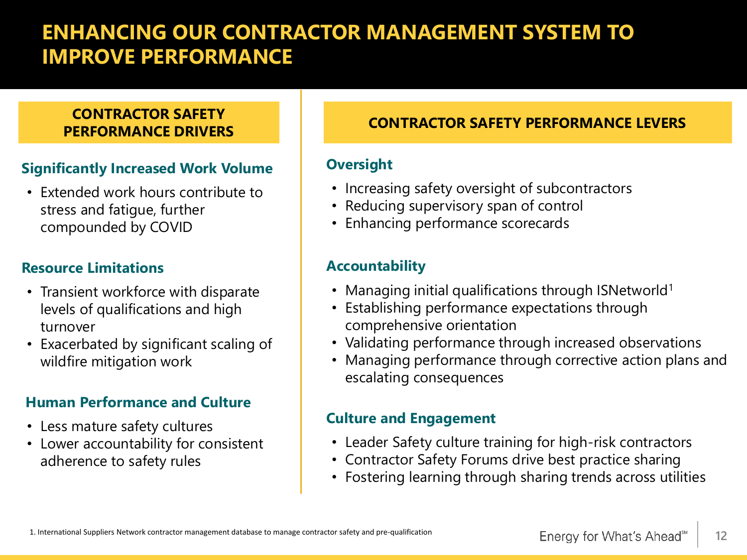# ENHANCING OUR CONTRACTOR MANAGEMENT SYSTEM TO IMPROVE PERFORMANCE

## CONTRACTOR SAFETY PERFORMANCE DRIVERS

### Significantly Increased Work Volume

- Extended work hours contribute to stress and fatigue, further compounded by COVID

### Resource Limitations

- Transient workforce with disparate levels of qualifications and high turnover
- Exacerbated by significant scaling of wildfire mitigation work

### Human Performance and Culture

- Less mature safety cultures
- Lower accountability for consistent adherence to safety rules

## CONTRACTOR SAFETY PERFORMANCE LEVERS

### Oversight

- Increasing safety oversight of subcontractors
- Reducing supervisory span of control
- Enhancing performance scorecards

### Accountability

- Managing initial qualifications through ISNetworld[1]
- Establishing performance expectations through comprehensive orientation
- Validating performance through increased observations
- Managing performance through corrective action plans and escalating consequences

### Culture and Engagement

- Leader Safety culture training for high-risk contractors
- Contractor Safety Forums drive best practice sharing
- Fostering learning through sharing trends across utilities

1. International Suppliers Network contractor management database to manage contractor safety and pre-qualification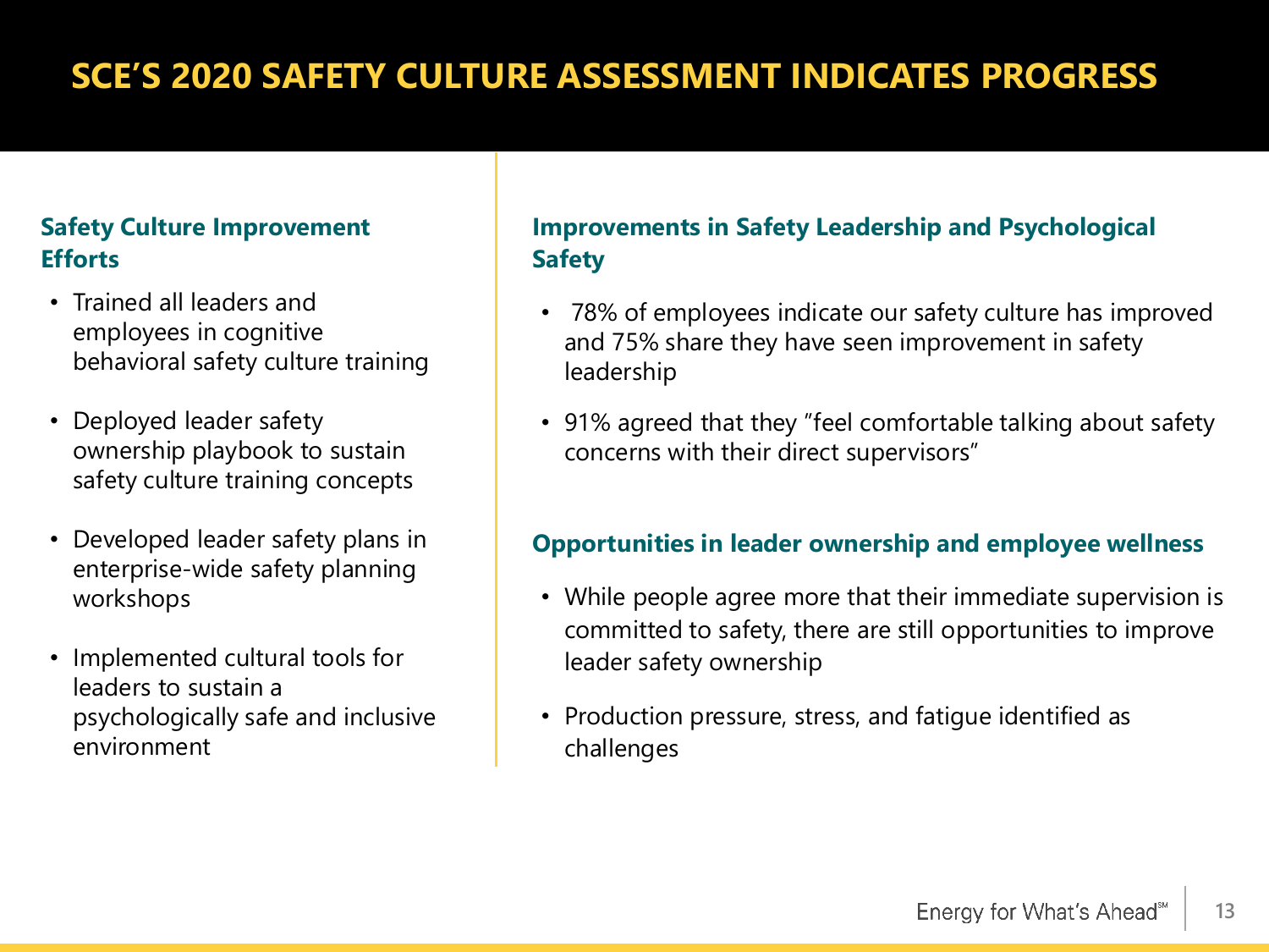# SCE'S 2020 SAFETY CULTURE ASSESSMENT INDICATES PROGRESS

### Safety Culture Improvement Efforts

- Trained all leaders and employees in cognitive behavioral safety culture training
- Deployed leader safety ownership playbook to sustain safety culture training concepts
- Developed leader safety plans in enterprise-wide safety planning workshops
- Implemented cultural tools for leaders to sustain a psychologically safe and inclusive environment

### Improvements in Safety Leadership and Psychological Safety

- 78% of employees indicate our safety culture has improved and 75% share they have seen improvement in safety leadership
- 91% agreed that they "feel comfortable talking about safety concerns with their direct supervisors"

### Opportunities in leader ownership and employee wellness

- While people agree more that their immediate supervision is committed to safety, there are still opportunities to improve leader safety ownership
- Production pressure, stress, and fatigue identified as challenges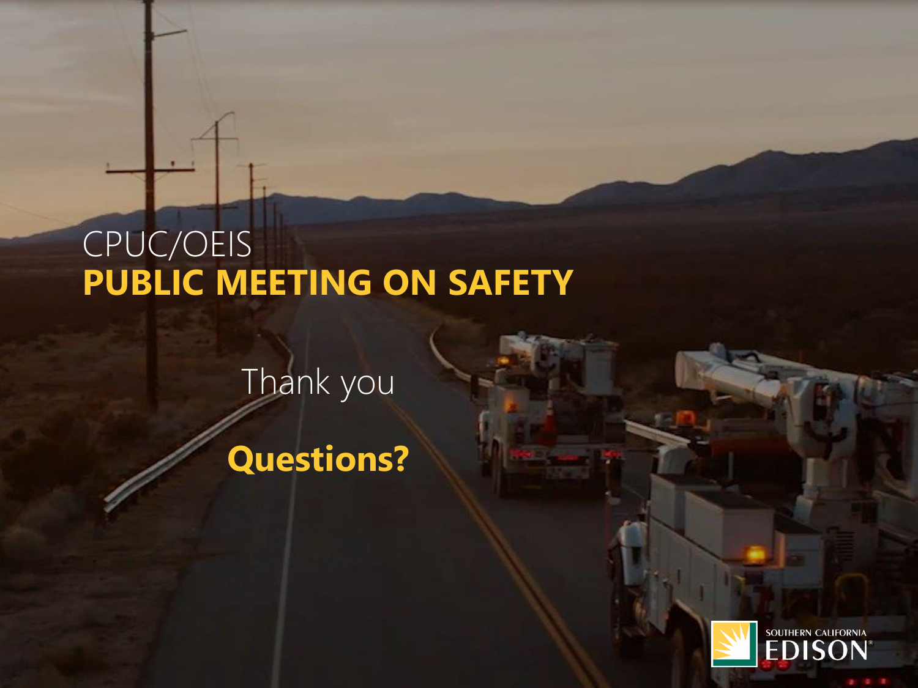CPUC/OEIS

# PUBLIC MEETING ON SAFETY

Thank you

**Questions?**

SOUTHERN CALIFORNIA EDISON